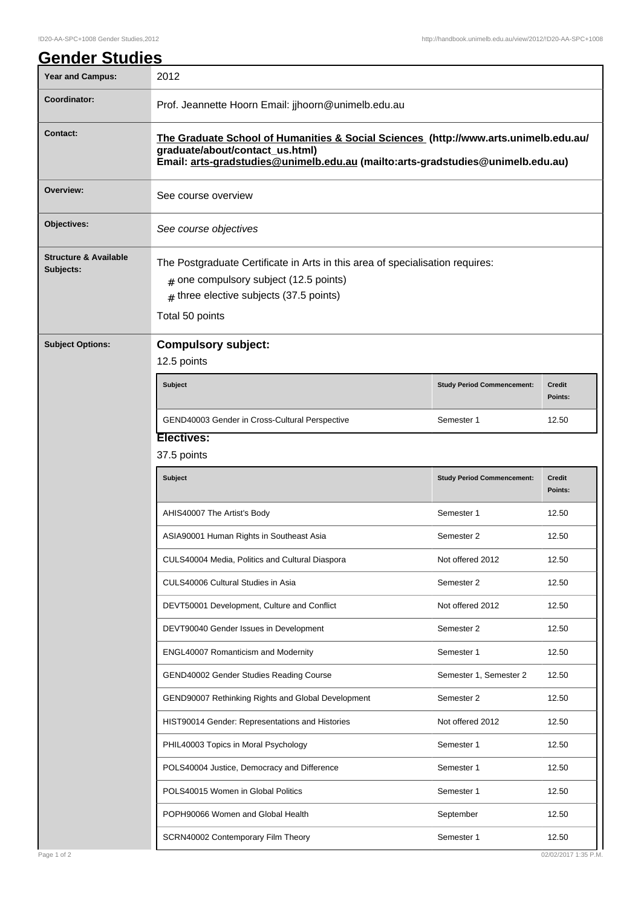# Gender Studies

| Year and Campus: | 2012 |
| --- | --- |
| Coordinator: | Prof. Jeannette Hoorn Email: jjhoorn@unimelb.edu.au |
| Contact: | **The Graduate School of Humanities & Social Sciences (http://www.arts.unimelb.edu.au/graduate/about/contact_us.html)** **Email: arts-gradstudies@unimelb.edu.au (mailto:arts-gradstudies@unimelb.edu.au)** |
| Overview: | See course overview |
| Objectives: | *See course objectives* |
| Structure & Available Subjects: | The Postgraduate Certificate in Arts in this area of specialisation requires: # one compulsory subject (12.5 points) # three elective subjects (37.5 points) Total 50 points |

**Subject Options:**

### Compulsory subject:

12.5 points

| Subject | Study Period Commencement: | Credit Points: |
| --- | --- | --- |
| GEND40003 Gender in Cross-Cultural Perspective | Semester 1 | 12.50 |

### Electives:

37.5 points

| Subject | Study Period Commencement: | Credit Points: |
| --- | --- | --- |
| AHIS40007 The Artist's Body | Semester 1 | 12.50 |
| ASIA90001 Human Rights in Southeast Asia | Semester 2 | 12.50 |
| CULS40004 Media, Politics and Cultural Diaspora | Not offered 2012 | 12.50 |
| CULS40006 Cultural Studies in Asia | Semester 2 | 12.50 |
| DEVT50001 Development, Culture and Conflict | Not offered 2012 | 12.50 |
| DEVT90040 Gender Issues in Development | Semester 2 | 12.50 |
| ENGL40007 Romanticism and Modernity | Semester 1 | 12.50 |
| GEND40002 Gender Studies Reading Course | Semester 1, Semester 2 | 12.50 |
| GEND90007 Rethinking Rights and Global Development | Semester 2 | 12.50 |
| HIST90014 Gender: Representations and Histories | Not offered 2012 | 12.50 |
| PHIL40003 Topics in Moral Psychology | Semester 1 | 12.50 |
| POLS40004 Justice, Democracy and Difference | Semester 1 | 12.50 |
| POLS40015 Women in Global Politics | Semester 1 | 12.50 |
| POPH90066 Women and Global Health | September | 12.50 |
| SCRN40002 Contemporary Film Theory | Semester 1 | 12.50 |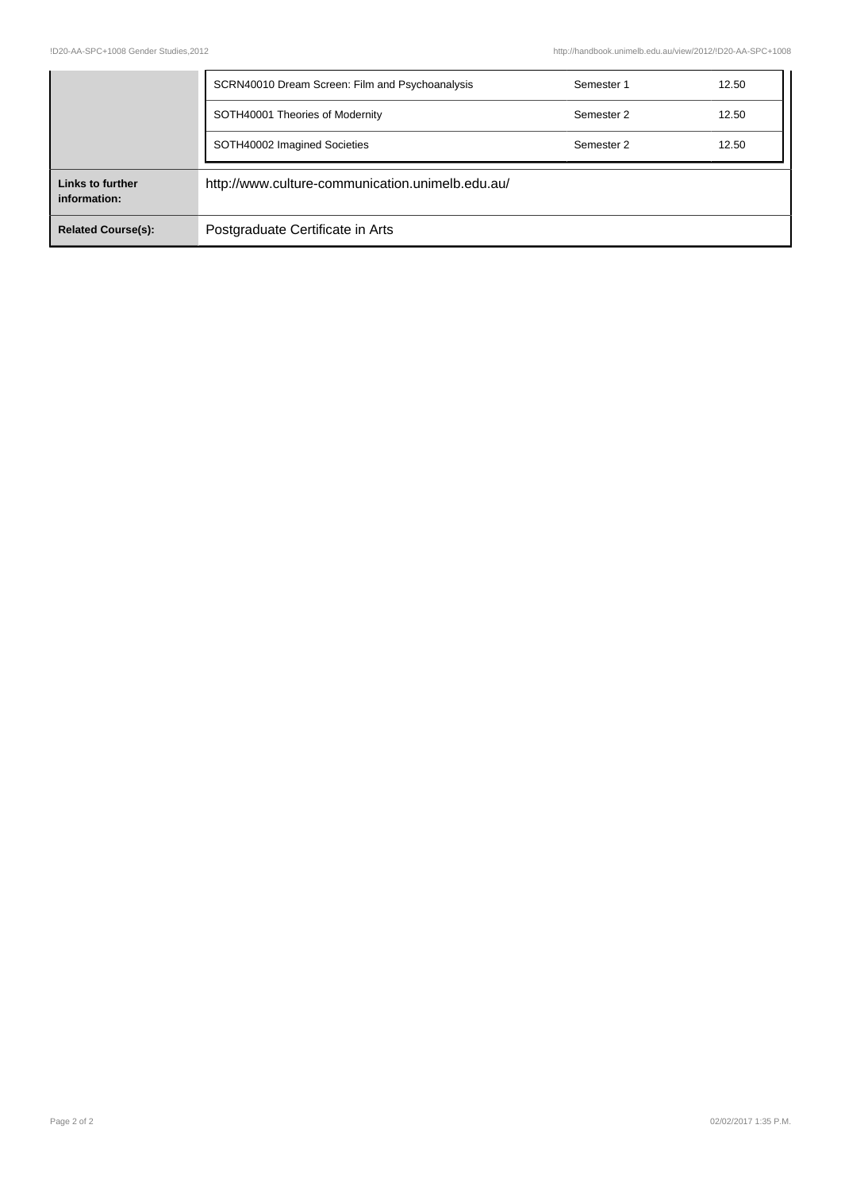| | | | |
|---|---|---|---|
| | SCRN40010 Dream Screen: Film and Psychoanalysis | Semester 1 | 12.50 |
| | SOTH40001 Theories of Modernity | Semester 2 | 12.50 |
| | SOTH40002 Imagined Societies | Semester 2 | 12.50 |
| **Links to further information:** | http://www.culture-communication.unimelb.edu.au/ | | |
| **Related Course(s):** | Postgraduate Certificate in Arts | | |